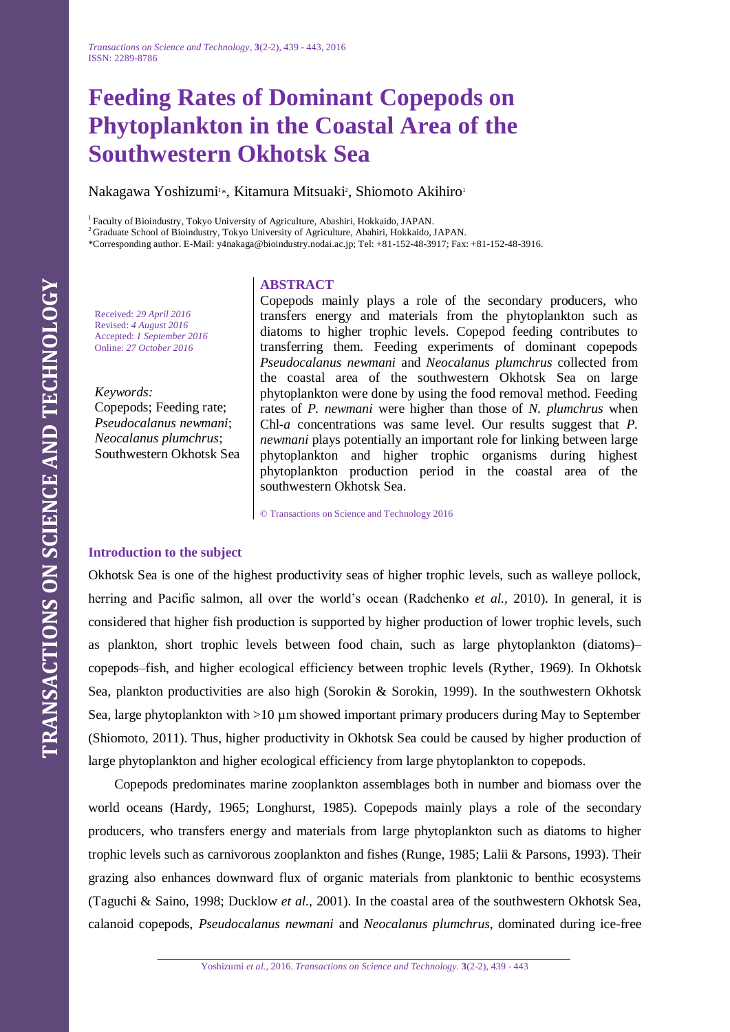# Feeding Rates of Dominant Copepods on Phytoplankton in the Coastal Area of the Southwestern Okhotsk Sea

Nakagawa Yoshizumi[1*], Kitamura Mitsuaki[2], Shiomoto Akihiro[1]

[1] Faculty of Bioindustry, Tokyo University of Agriculture, Abashiri, Hokkaido, JAPAN.
[2] Graduate School of Bioindustry, Tokyo University of Agriculture, Abahiri, Hokkaido, JAPAN.
*Corresponding author. E-Mail: y4nakaga@bioindustry.nodai.ac.jp; Tel: +81-152-48-3917; Fax: +81-152-48-3916.

Received: *29 April 2016*
Revised: *4 August 2016*
Accepted: *1 September 2016*
Online: *27 October 2016*

*Keywords:*
Copepods; Feeding rate; *Pseudocalanus newmani*; *Neocalanus plumchrus*; Southwestern Okhotsk Sea

## ABSTRACT

Copepods mainly plays a role of the secondary producers, who transfers energy and materials from the phytoplankton such as diatoms to higher trophic levels. Copepod feeding contributes to transferring them. Feeding experiments of dominant copepods *Pseudocalanus newmani* and *Neocalanus plumchrus* collected from the coastal area of the southwestern Okhotsk Sea on large phytoplankton were done by using the food removal method. Feeding rates of *P. newmani* were higher than those of *N. plumchrus* when Chl-*a* concentrations was same level. Our results suggest that *P. newmani* plays potentially an important role for linking between large phytoplankton and higher trophic organisms during highest phytoplankton production period in the coastal area of the southwestern Okhotsk Sea.

© Transactions on Science and Technology 2016

## Introduction to the subject

Okhotsk Sea is one of the highest productivity seas of higher trophic levels, such as walleye pollock, herring and Pacific salmon, all over the world's ocean (Radchenko *et al.,* 2010). In general, it is considered that higher fish production is supported by higher production of lower trophic levels, such as plankton, short trophic levels between food chain, such as large phytoplankton (diatoms)–copepods–fish, and higher ecological efficiency between trophic levels (Ryther, 1969). In Okhotsk Sea, plankton productivities are also high (Sorokin & Sorokin, 1999). In the southwestern Okhotsk Sea, large phytoplankton with >10 µm showed important primary producers during May to September (Shiomoto, 2011). Thus, higher productivity in Okhotsk Sea could be caused by higher production of large phytoplankton and higher ecological efficiency from large phytoplankton to copepods.

Copepods predominates marine zooplankton assemblages both in number and biomass over the world oceans (Hardy, 1965; Longhurst, 1985). Copepods mainly plays a role of the secondary producers, who transfers energy and materials from large phytoplankton such as diatoms to higher trophic levels such as carnivorous zooplankton and fishes (Runge, 1985; Lalii & Parsons, 1993). Their grazing also enhances downward flux of organic materials from planktonic to benthic ecosystems (Taguchi & Saino, 1998; Ducklow *et al.,* 2001). In the coastal area of the southwestern Okhotsk Sea, calanoid copepods, *Pseudocalanus newmani* and *Neocalanus plumchrus,* dominated during ice-free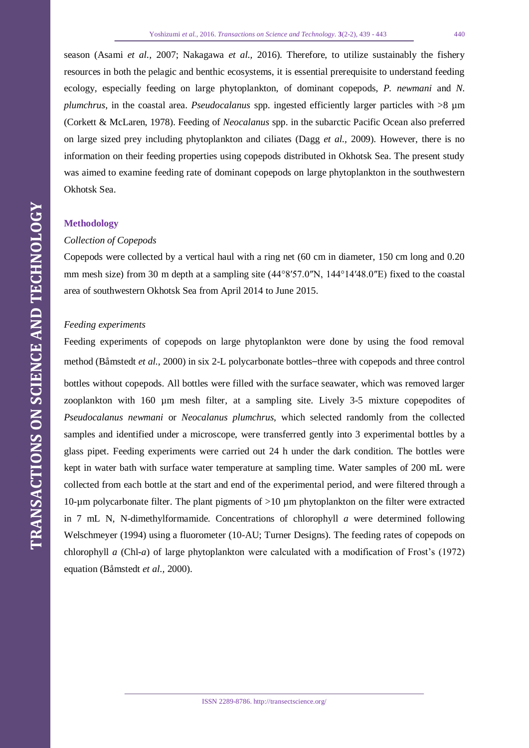season (Asami *et al.,* 2007; Nakagawa *et al.,* 2016). Therefore, to utilize sustainably the fishery resources in both the pelagic and benthic ecosystems, it is essential prerequisite to understand feeding ecology, especially feeding on large phytoplankton, of dominant copepods, *P. newmani* and *N. plumchrus*, in the coastal area. *Pseudocalanus* spp. ingested efficiently larger particles with >8 µm (Corkett & McLaren, 1978). Feeding of *Neocalanus* spp. in the subarctic Pacific Ocean also preferred on large sized prey including phytoplankton and ciliates (Dagg *et al.,* 2009). However, there is no information on their feeding properties using copepods distributed in Okhotsk Sea. The present study was aimed to examine feeding rate of dominant copepods on large phytoplankton in the southwestern Okhotsk Sea.

## Methodology

### *Collection of Copepods*

Copepods were collected by a vertical haul with a ring net (60 cm in diameter, 150 cm long and 0.20 mm mesh size) from 30 m depth at a sampling site (44°8′57.0″N, 144°14′48.0″E) fixed to the coastal area of southwestern Okhotsk Sea from April 2014 to June 2015.

### *Feeding experiments*

Feeding experiments of copepods on large phytoplankton were done by using the food removal method (Båmstedt *et al.,* 2000) in six 2-L polycarbonate bottles−three with copepods and three control bottles without copepods. All bottles were filled with the surface seawater, which was removed larger zooplankton with 160 µm mesh filter, at a sampling site. Lively 3-5 mixture copepodites of *Pseudocalanus newmani* or *Neocalanus plumchrus*, which selected randomly from the collected samples and identified under a microscope, were transferred gently into 3 experimental bottles by a glass pipet. Feeding experiments were carried out 24 h under the dark condition. The bottles were kept in water bath with surface water temperature at sampling time. Water samples of 200 mL were collected from each bottle at the start and end of the experimental period, and were filtered through a 10-µm polycarbonate filter. The plant pigments of >10 µm phytoplankton on the filter were extracted in 7 mL N, N-dimethylformamide. Concentrations of chlorophyll *a* were determined following Welschmeyer (1994) using a fluorometer (10-AU; Turner Designs). The feeding rates of copepods on chlorophyll *a* (Chl-*a*) of large phytoplankton were calculated with a modification of Frost's (1972) equation (Båmstedt *et al.,* 2000).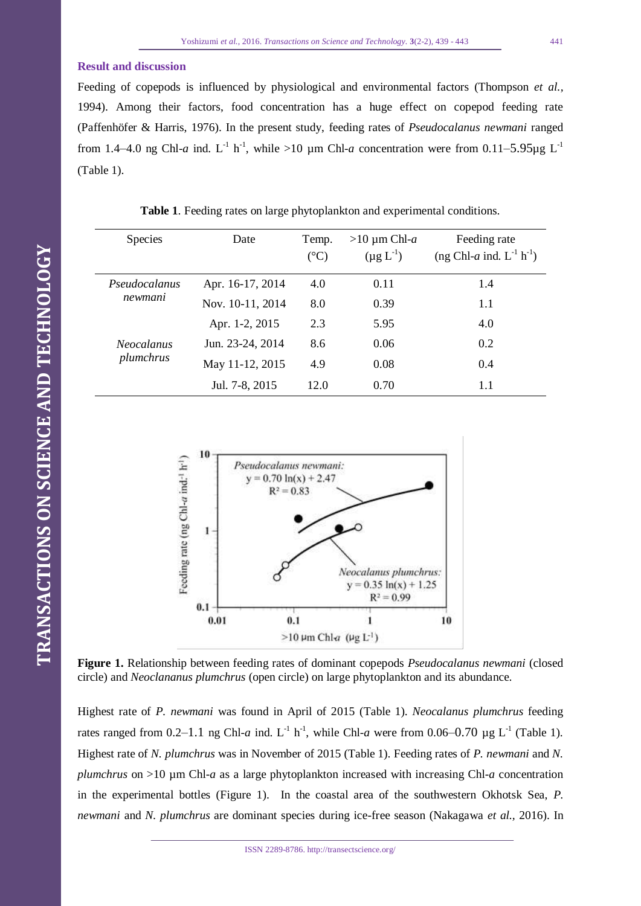## Result and discussion

Feeding of copepods is influenced by physiological and environmental factors (Thompson *et al.*, 1994). Among their factors, food concentration has a huge effect on copepod feeding rate (Paffenhöfer & Harris, 1976). In the present study, feeding rates of *Pseudocalanus newmani* ranged from 1.4–4.0 ng Chl-*a* ind. $L^{-1}$ $h^{-1}$, while >10 µm Chl-*a* concentration were from 0.11–5.95µg $L^{-1}$ (Table 1).

**Table 1**. Feeding rates on large phytoplankton and experimental conditions.

| Species | Date | Temp. (°C) | >10 µm Chl-*a* (µg $L^{-1}$) | Feeding rate (ng Chl-*a* ind. $L^{-1}$ $h^{-1}$) |
|---|---|---|---|---|
| *Pseudocalanus newmani* | Apr. 16-17, 2014 | 4.0 | 0.11 | 1.4 |
| | Nov. 10-11, 2014 | 8.0 | 0.39 | 1.1 |
| | Apr. 1-2, 2015 | 2.3 | 5.95 | 4.0 |
| *Neocalanus plumchrus* | Jun. 23-24, 2014 | 8.6 | 0.06 | 0.2 |
| | May 11-12, 2015 | 4.9 | 0.08 | 0.4 |
| | Jul. 7-8, 2015 | 12.0 | 0.70 | 1.1 |

**Figure 1.** Relationship between feeding rates of dominant copepods *Pseudocalanus newmani* (closed circle) and *Neoclananus plumchrus* (open circle) on large phytoplankton and its abundance.

Highest rate of *P. newmani* was found in April of 2015 (Table 1). *Neocalanus plumchrus* feeding rates ranged from 0.2–1.1 ng Chl-*a* ind. $L^{-1}$ $h^{-1}$, while Chl-*a* were from 0.06–0.70 µg $L^{-1}$ (Table 1). Highest rate of *N. plumchrus* was in November of 2015 (Table 1). Feeding rates of *P. newmani* and *N. plumchrus* on >10 µm Chl-*a* as a large phytoplankton increased with increasing Chl-*a* concentration in the experimental bottles (Figure 1). In the coastal area of the southwestern Okhotsk Sea, *P. newmani* and *N. plumchrus* are dominant species during ice-free season (Nakagawa *et al.*, 2016). In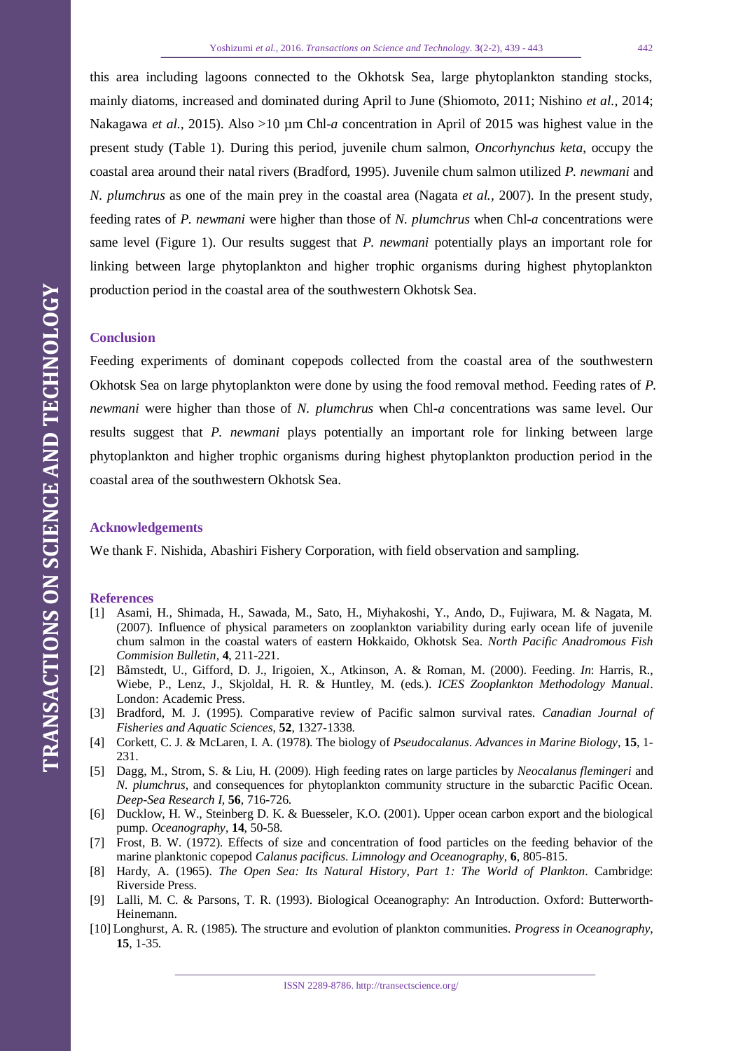this area including lagoons connected to the Okhotsk Sea, large phytoplankton standing stocks, mainly diatoms, increased and dominated during April to June (Shiomoto, 2011; Nishino *et al.,* 2014; Nakagawa *et al.,* 2015). Also >10 µm Chl-*a* concentration in April of 2015 was highest value in the present study (Table 1). During this period, juvenile chum salmon, *Oncorhynchus keta*, occupy the coastal area around their natal rivers (Bradford, 1995). Juvenile chum salmon utilized *P. newmani* and *N. plumchrus* as one of the main prey in the coastal area (Nagata *et al.,* 2007). In the present study, feeding rates of *P. newmani* were higher than those of *N. plumchrus* when Chl-*a* concentrations were same level (Figure 1). Our results suggest that *P. newmani* potentially plays an important role for linking between large phytoplankton and higher trophic organisms during highest phytoplankton production period in the coastal area of the southwestern Okhotsk Sea.

## Conclusion

Feeding experiments of dominant copepods collected from the coastal area of the southwestern Okhotsk Sea on large phytoplankton were done by using the food removal method. Feeding rates of *P. newmani* were higher than those of *N. plumchrus* when Chl-*a* concentrations was same level. Our results suggest that *P. newmani* plays potentially an important role for linking between large phytoplankton and higher trophic organisms during highest phytoplankton production period in the coastal area of the southwestern Okhotsk Sea.

## Acknowledgements

We thank F. Nishida, Abashiri Fishery Corporation, with field observation and sampling.

## References

[1] Asami, H., Shimada, H., Sawada, M., Sato, H., Miyhakoshi, Y., Ando, D., Fujiwara, M. & Nagata, M. (2007). Influence of physical parameters on zooplankton variability during early ocean life of juvenile chum salmon in the coastal waters of eastern Hokkaido, Okhotsk Sea. *North Pacific Anadromous Fish Commision Bulletin*, **4**, 211-221.

[2] Båmstedt, U., Gifford, D. J., Irigoien, X., Atkinson, A. & Roman, M. (2000). Feeding. *In*: Harris, R., Wiebe, P., Lenz, J., Skjoldal, H. R. & Huntley, M. (eds.). *ICES Zooplankton Methodology Manual*. London: Academic Press.

[3] Bradford, M. J. (1995). Comparative review of Pacific salmon survival rates. *Canadian Journal of Fisheries and Aquatic Sciences*, **52**, 1327-1338.

[4] Corkett, C. J. & McLaren, I. A. (1978). The biology of *Pseudocalanus*. *Advances in Marine Biology*, **15**, 1-231.

[5] Dagg, M., Strom, S. & Liu, H. (2009). High feeding rates on large particles by *Neocalanus flemingeri* and *N. plumchrus*, and consequences for phytoplankton community structure in the subarctic Pacific Ocean. *Deep-Sea Research I*, **56**, 716-726.

[6] Ducklow, H. W., Steinberg D. K. & Buesseler, K.O. (2001). Upper ocean carbon export and the biological pump. *Oceanography*, **14**, 50-58.

[7] Frost, B. W. (1972). Effects of size and concentration of food particles on the feeding behavior of the marine planktonic copepod *Calanus pacificus*. *Limnology and Oceanography*, **6**, 805-815.

[8] Hardy, A. (1965). *The Open Sea: Its Natural History, Part 1: The World of Plankton*. Cambridge: Riverside Press.

[9] Lalli, M. C. & Parsons, T. R. (1993). Biological Oceanography: An Introduction. Oxford: Butterworth-Heinemann.

[10] Longhurst, A. R. (1985). The structure and evolution of plankton communities. *Progress in Oceanography*, **15**, 1-35.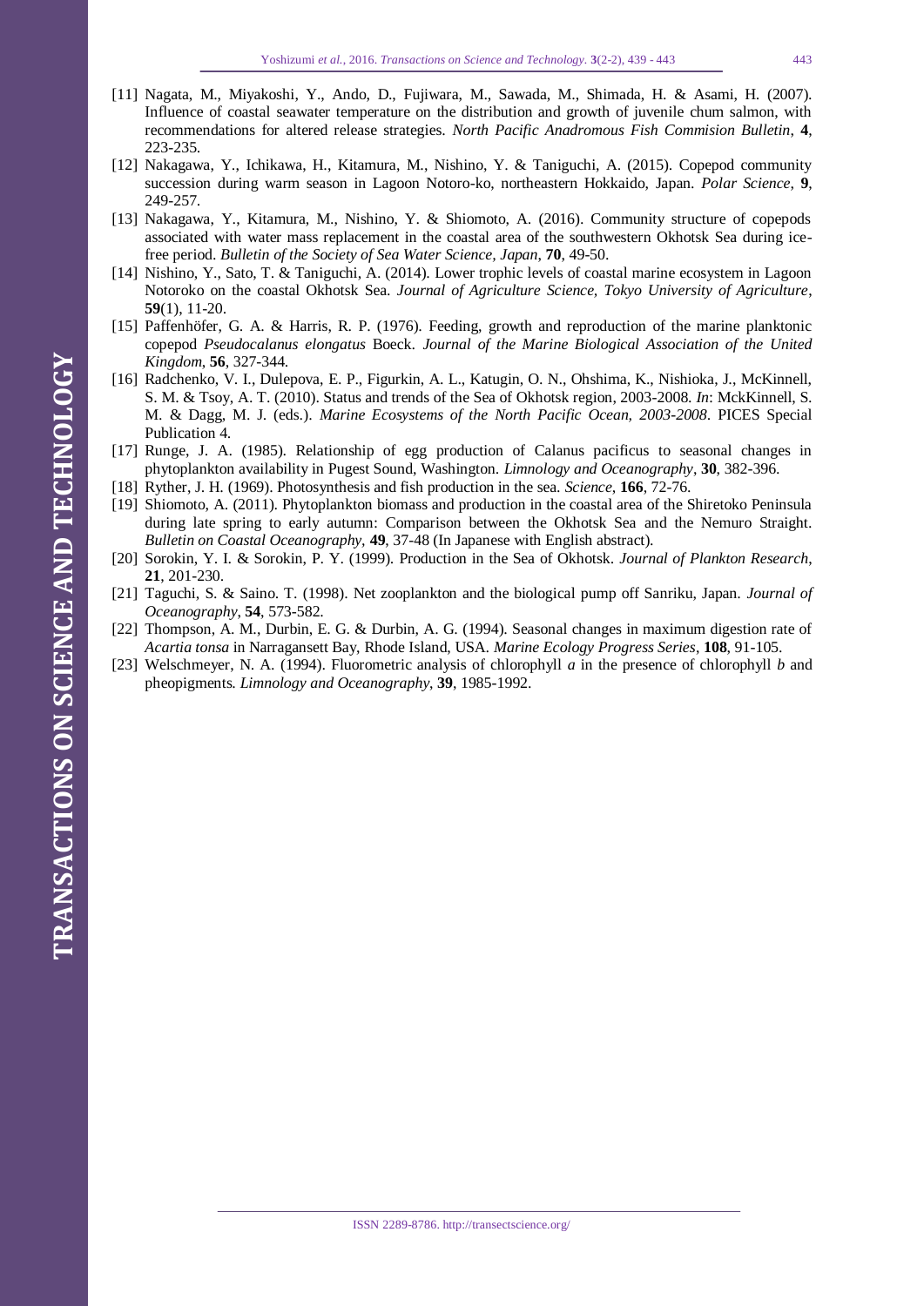[11] Nagata, M., Miyakoshi, Y., Ando, D., Fujiwara, M., Sawada, M., Shimada, H. & Asami, H. (2007). Influence of coastal seawater temperature on the distribution and growth of juvenile chum salmon, with recommendations for altered release strategies. *North Pacific Anadromous Fish Commision Bulletin*, **4**, 223-235.

[12] Nakagawa, Y., Ichikawa, H., Kitamura, M., Nishino, Y. & Taniguchi, A. (2015). Copepod community succession during warm season in Lagoon Notoro-ko, northeastern Hokkaido, Japan. *Polar Science*, **9**, 249-257.

[13] Nakagawa, Y., Kitamura, M., Nishino, Y. & Shiomoto, A. (2016). Community structure of copepods associated with water mass replacement in the coastal area of the southwestern Okhotsk Sea during ice-free period. *Bulletin of the Society of Sea Water Science, Japan*, **70**, 49-50.

[14] Nishino, Y., Sato, T. & Taniguchi, A. (2014). Lower trophic levels of coastal marine ecosystem in Lagoon Notoroko on the coastal Okhotsk Sea. *Journal of Agriculture Science, Tokyo University of Agriculture*, **59**(1), 11-20.

[15] Paffenhöfer, G. A. & Harris, R. P. (1976). Feeding, growth and reproduction of the marine planktonic copepod *Pseudocalanus elongatus* Boeck. *Journal of the Marine Biological Association of the United Kingdom*, **56**, 327-344.

[16] Radchenko, V. I., Dulepova, E. P., Figurkin, A. L., Katugin, O. N., Ohshima, K., Nishioka, J., McKinnell, S. M. & Tsoy, A. T. (2010). Status and trends of the Sea of Okhotsk region, 2003-2008. *In*: MckKinnell, S. M. & Dagg, M. J. (eds.). *Marine Ecosystems of the North Pacific Ocean, 2003-2008*. PICES Special Publication 4.

[17] Runge, J. A. (1985). Relationship of egg production of Calanus pacificus to seasonal changes in phytoplankton availability in Pugest Sound, Washington. *Limnology and Oceanography*, **30**, 382-396.

[18] Ryther, J. H. (1969). Photosynthesis and fish production in the sea. *Science*, **166**, 72-76.

[19] Shiomoto, A. (2011). Phytoplankton biomass and production in the coastal area of the Shiretoko Peninsula during late spring to early autumn: Comparison between the Okhotsk Sea and the Nemuro Straight. *Bulletin on Coastal Oceanography*, **49**, 37-48 (In Japanese with English abstract).

[20] Sorokin, Y. I. & Sorokin, P. Y. (1999). Production in the Sea of Okhotsk. *Journal of Plankton Research*, **21**, 201-230.

[21] Taguchi, S. & Saino. T. (1998). Net zooplankton and the biological pump off Sanriku, Japan. *Journal of Oceanography*, **54**, 573-582.

[22] Thompson, A. M., Durbin, E. G. & Durbin, A. G. (1994). Seasonal changes in maximum digestion rate of *Acartia tonsa* in Narragansett Bay, Rhode Island, USA. *Marine Ecology Progress Series*, **108**, 91-105.

[23] Welschmeyer, N. A. (1994). Fluorometric analysis of chlorophyll *a* in the presence of chlorophyll *b* and pheopigments. *Limnology and Oceanography*, **39**, 1985-1992.